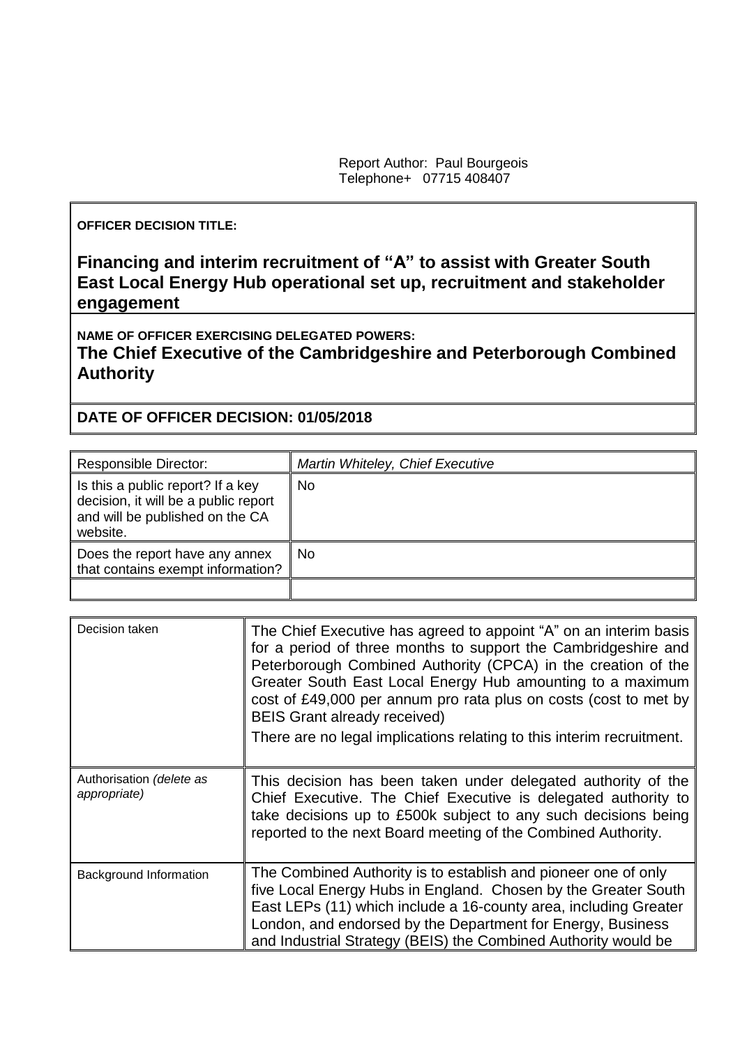Report Author: Paul Bourgeois
Telephone+ 07715 408407

**OFFICER DECISION TITLE:**

## Financing and interim recruitment of "A" to assist with Greater South East Local Energy Hub operational set up, recruitment and stakeholder engagement

**NAME OF OFFICER EXERCISING DELEGATED POWERS:**

**The Chief Executive of the Cambridgeshire and Peterborough Combined Authority**

**DATE OF OFFICER DECISION: 01/05/2018**

| Responsible Director: | *Martin Whiteley, Chief Executive* |
|---|---|
| Is this a public report? If a key decision, it will be a public report and will be published on the CA website. | No |
| Does the report have any annex that contains exempt information? | No |
| | |

| | |
|---|---|
| Decision taken | The Chief Executive has agreed to appoint "A" on an interim basis for a period of three months to support the Cambridgeshire and Peterborough Combined Authority (CPCA) in the creation of the Greater South East Local Energy Hub amounting to a maximum cost of £49,000 per annum pro rata plus on costs (cost to met by BEIS Grant already received)<br>There are no legal implications relating to this interim recruitment. |
| Authorisation *(delete as appropriate)* | This decision has been taken under delegated authority of the Chief Executive. The Chief Executive is delegated authority to take decisions up to £500k subject to any such decisions being reported to the next Board meeting of the Combined Authority. |
| Background Information | The Combined Authority is to establish and pioneer one of only five Local Energy Hubs in England. Chosen by the Greater South East LEPs (11) which include a 16-county area, including Greater London, and endorsed by the Department for Energy, Business and Industrial Strategy (BEIS) the Combined Authority would be |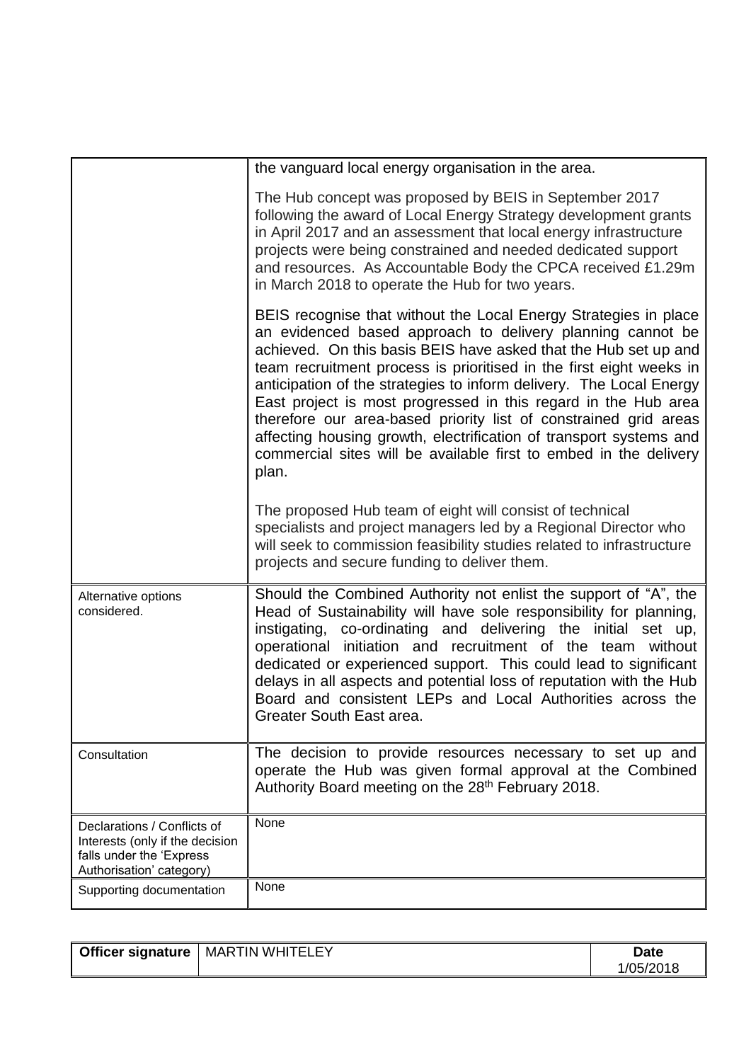| | |
|---|---|
| | the vanguard local energy organisation in the area.<br><br>The Hub concept was proposed by BEIS in September 2017 following the award of Local Energy Strategy development grants in April 2017 and an assessment that local energy infrastructure projects were being constrained and needed dedicated support and resources. As Accountable Body the CPCA received £1.29m in March 2018 to operate the Hub for two years.<br><br>BEIS recognise that without the Local Energy Strategies in place an evidenced based approach to delivery planning cannot be achieved. On this basis BEIS have asked that the Hub set up and team recruitment process is prioritised in the first eight weeks in anticipation of the strategies to inform delivery. The Local Energy East project is most progressed in this regard in the Hub area therefore our area-based priority list of constrained grid areas affecting housing growth, electrification of transport systems and commercial sites will be available first to embed in the delivery plan.<br><br>The proposed Hub team of eight will consist of technical specialists and project managers led by a Regional Director who will seek to commission feasibility studies related to infrastructure projects and secure funding to deliver them. |
| Alternative options considered. | Should the Combined Authority not enlist the support of "A", the Head of Sustainability will have sole responsibility for planning, instigating, co-ordinating and delivering the initial set up, operational initiation and recruitment of the team without dedicated or experienced support. This could lead to significant delays in all aspects and potential loss of reputation with the Hub Board and consistent LEPs and Local Authorities across the Greater South East area. |
| Consultation | The decision to provide resources necessary to set up and operate the Hub was given formal approval at the Combined Authority Board meeting on the 28th February 2018. |
| Declarations / Conflicts of Interests (only if the decision falls under the 'Express Authorisation' category) | None |
| Supporting documentation | None |

| **Officer signature** | MARTIN WHITELEY | **Date**<br>1/05/2018 |
|---|---|---|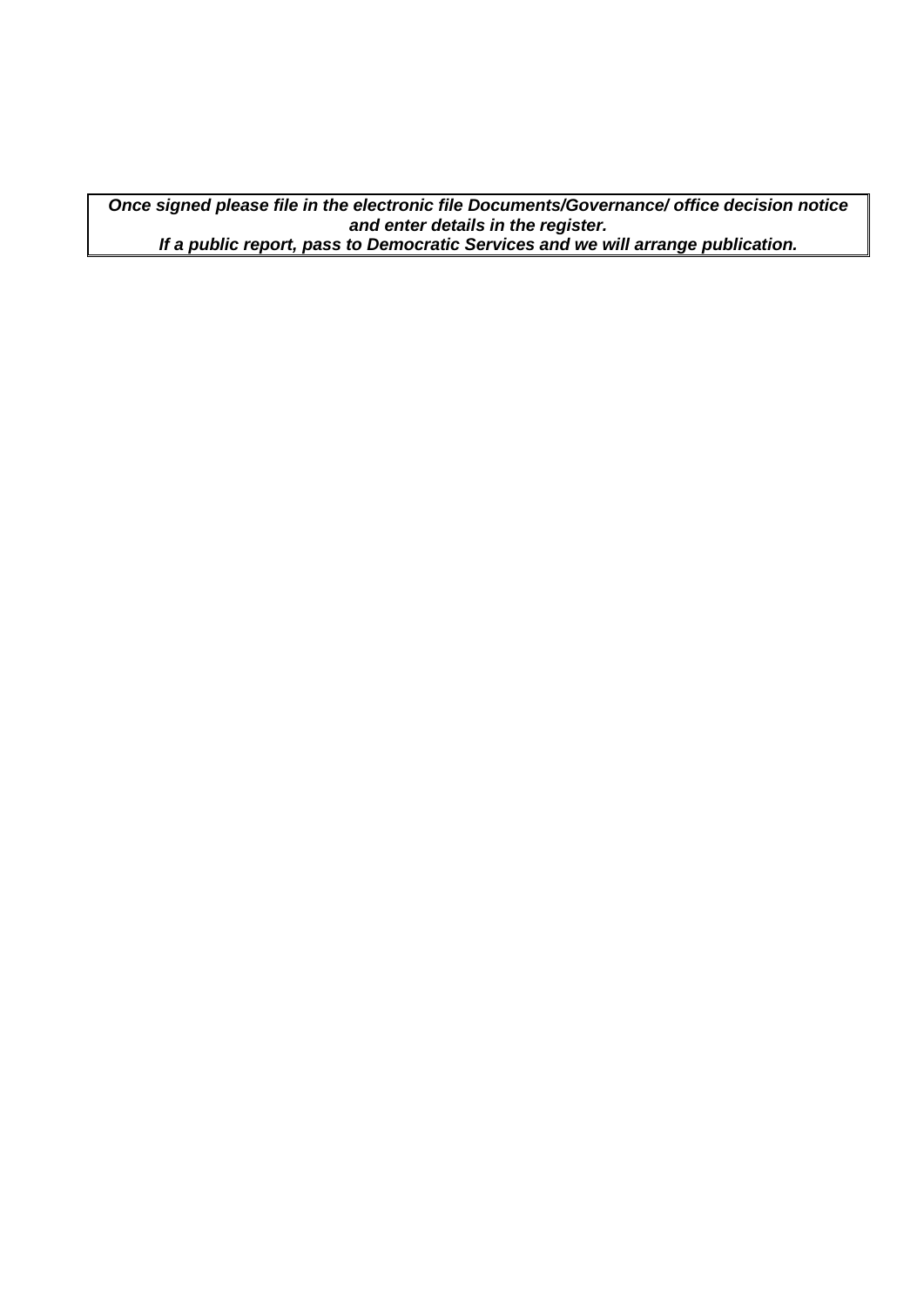***Once signed please file in the electronic file Documents/Governance/ office decision notice and enter details in the register.***
***If a public report, pass to Democratic Services and we will arrange publication.***